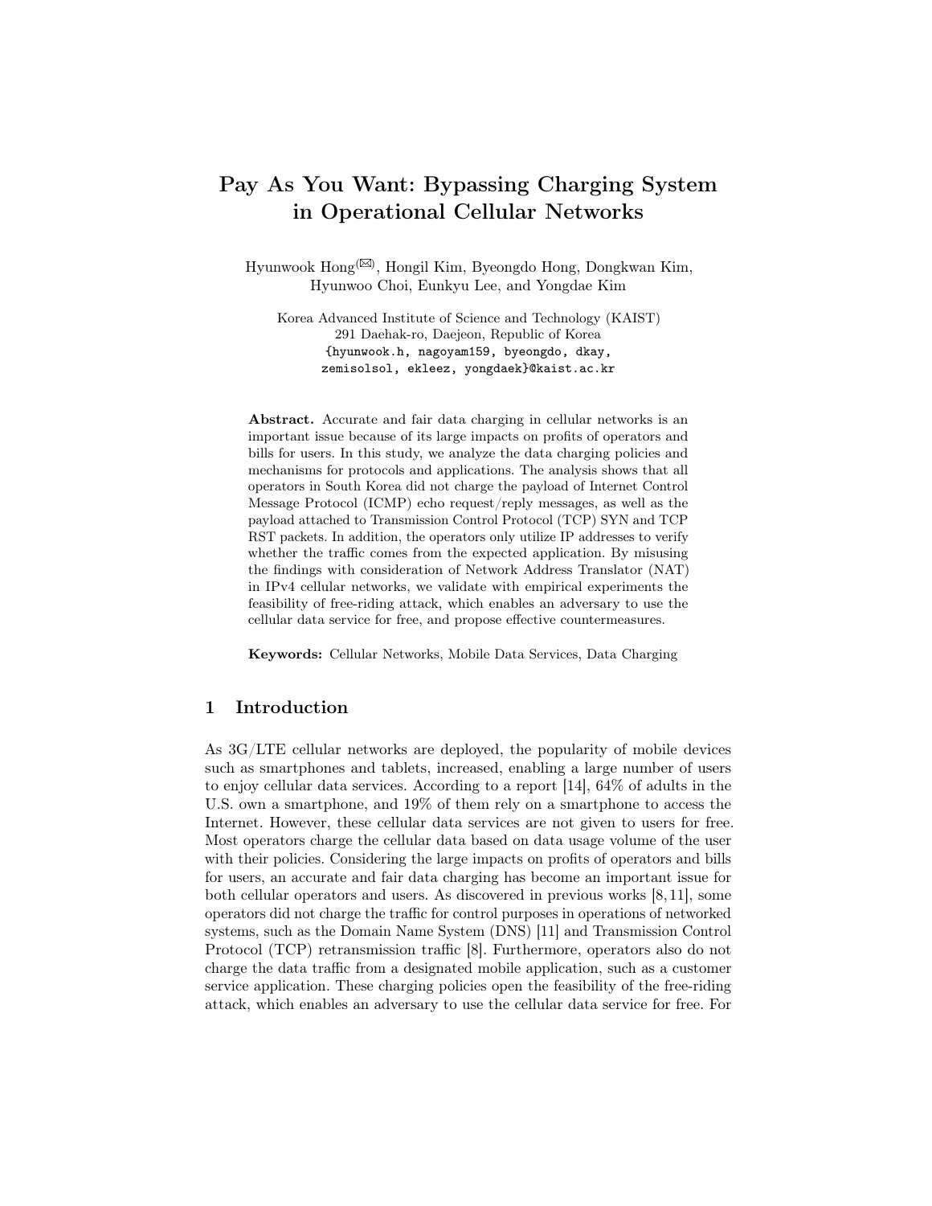# Pay As You Want: Bypassing Charging System in Operational Cellular Networks

Hyunwook Hong(✉), Hongil Kim, Byeongdo Hong, Dongkwan Kim, Hyunwoo Choi, Eunkyu Lee, and Yongdae Kim

Korea Advanced Institute of Science and Technology (KAIST)
291 Daehak-ro, Daejeon, Republic of Korea
{hyunwook.h, nagoyam159, byeongdo, dkay, zemisolsol, ekleez, yongdaek}@kaist.ac.kr

**Abstract.** Accurate and fair data charging in cellular networks is an important issue because of its large impacts on profits of operators and bills for users. In this study, we analyze the data charging policies and mechanisms for protocols and applications. The analysis shows that all operators in South Korea did not charge the payload of Internet Control Message Protocol (ICMP) echo request/reply messages, as well as the payload attached to Transmission Control Protocol (TCP) SYN and TCP RST packets. In addition, the operators only utilize IP addresses to verify whether the traffic comes from the expected application. By misusing the findings with consideration of Network Address Translator (NAT) in IPv4 cellular networks, we validate with empirical experiments the feasibility of free-riding attack, which enables an adversary to use the cellular data service for free, and propose effective countermeasures.

**Keywords:** Cellular Networks, Mobile Data Services, Data Charging

## 1 Introduction

As 3G/LTE cellular networks are deployed, the popularity of mobile devices such as smartphones and tablets, increased, enabling a large number of users to enjoy cellular data services. According to a report [14], 64% of adults in the U.S. own a smartphone, and 19% of them rely on a smartphone to access the Internet. However, these cellular data services are not given to users for free. Most operators charge the cellular data based on data usage volume of the user with their policies. Considering the large impacts on profits of operators and bills for users, an accurate and fair data charging has become an important issue for both cellular operators and users. As discovered in previous works [8, 11], some operators did not charge the traffic for control purposes in operations of networked systems, such as the Domain Name System (DNS) [11] and Transmission Control Protocol (TCP) retransmission traffic [8]. Furthermore, operators also do not charge the data traffic from a designated mobile application, such as a customer service application. These charging policies open the feasibility of the free-riding attack, which enables an adversary to use the cellular data service for free. For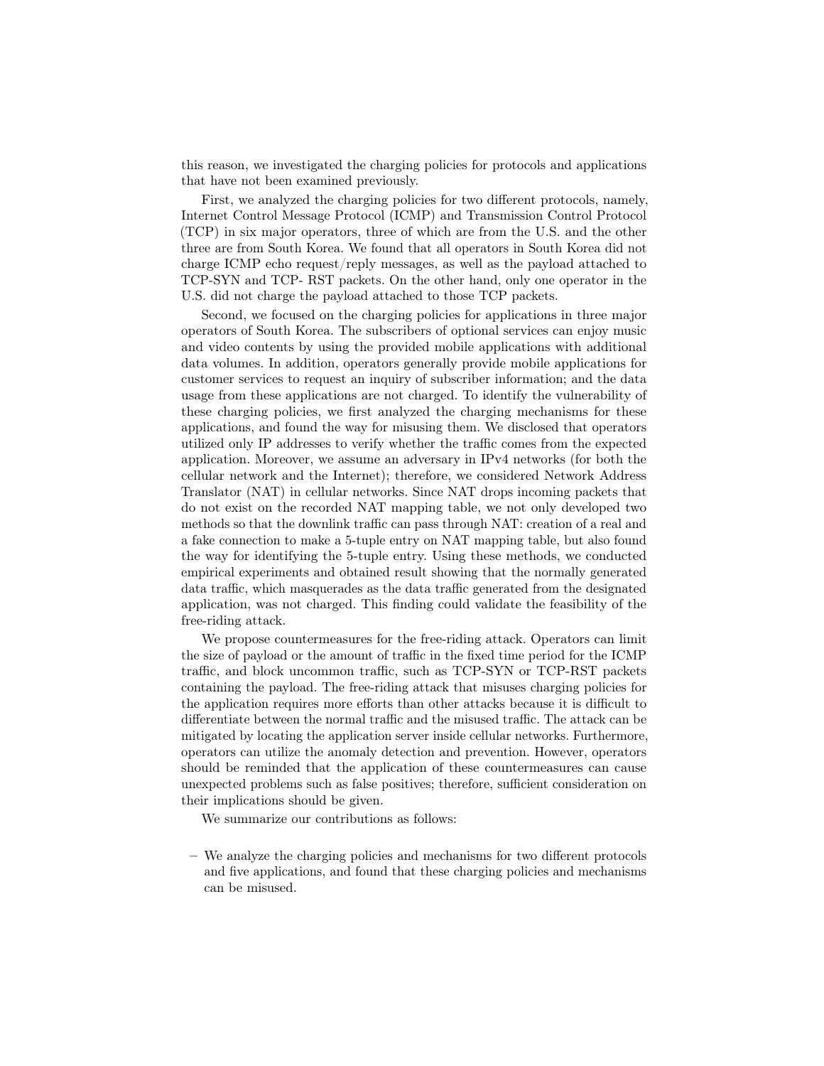this reason, we investigated the charging policies for protocols and applications that have not been examined previously.

First, we analyzed the charging policies for two different protocols, namely, Internet Control Message Protocol (ICMP) and Transmission Control Protocol (TCP) in six major operators, three of which are from the U.S. and the other three are from South Korea. We found that all operators in South Korea did not charge ICMP echo request/reply messages, as well as the payload attached to TCP-SYN and TCP- RST packets. On the other hand, only one operator in the U.S. did not charge the payload attached to those TCP packets.

Second, we focused on the charging policies for applications in three major operators of South Korea. The subscribers of optional services can enjoy music and video contents by using the provided mobile applications with additional data volumes. In addition, operators generally provide mobile applications for customer services to request an inquiry of subscriber information; and the data usage from these applications are not charged. To identify the vulnerability of these charging policies, we first analyzed the charging mechanisms for these applications, and found the way for misusing them. We disclosed that operators utilized only IP addresses to verify whether the traffic comes from the expected application. Moreover, we assume an adversary in IPv4 networks (for both the cellular network and the Internet); therefore, we considered Network Address Translator (NAT) in cellular networks. Since NAT drops incoming packets that do not exist on the recorded NAT mapping table, we not only developed two methods so that the downlink traffic can pass through NAT: creation of a real and a fake connection to make a 5-tuple entry on NAT mapping table, but also found the way for identifying the 5-tuple entry. Using these methods, we conducted empirical experiments and obtained result showing that the normally generated data traffic, which masquerades as the data traffic generated from the designated application, was not charged. This finding could validate the feasibility of the free-riding attack.

We propose countermeasures for the free-riding attack. Operators can limit the size of payload or the amount of traffic in the fixed time period for the ICMP traffic, and block uncommon traffic, such as TCP-SYN or TCP-RST packets containing the payload. The free-riding attack that misuses charging policies for the application requires more efforts than other attacks because it is difficult to differentiate between the normal traffic and the misused traffic. The attack can be mitigated by locating the application server inside cellular networks. Furthermore, operators can utilize the anomaly detection and prevention. However, operators should be reminded that the application of these countermeasures can cause unexpected problems such as false positives; therefore, sufficient consideration on their implications should be given.

We summarize our contributions as follows:

- We analyze the charging policies and mechanisms for two different protocols and five applications, and found that these charging policies and mechanisms can be misused.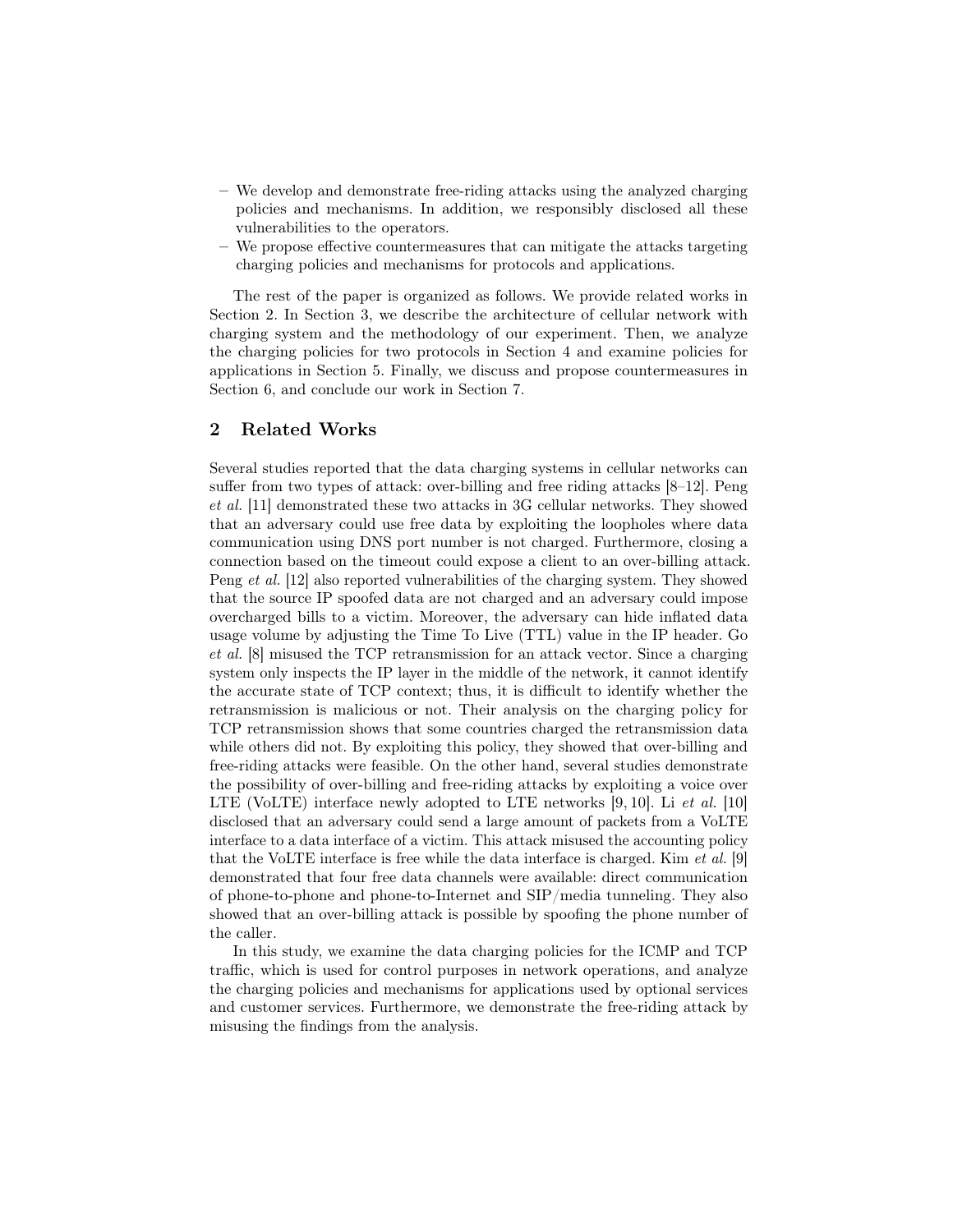– We develop and demonstrate free-riding attacks using the analyzed charging policies and mechanisms. In addition, we responsibly disclosed all these vulnerabilities to the operators.
– We propose effective countermeasures that can mitigate the attacks targeting charging policies and mechanisms for protocols and applications.

The rest of the paper is organized as follows. We provide related works in Section 2. In Section 3, we describe the architecture of cellular network with charging system and the methodology of our experiment. Then, we analyze the charging policies for two protocols in Section 4 and examine policies for applications in Section 5. Finally, we discuss and propose countermeasures in Section 6, and conclude our work in Section 7.

## 2 Related Works

Several studies reported that the data charging systems in cellular networks can suffer from two types of attack: over-billing and free riding attacks [8–12]. Peng *et al.* [11] demonstrated these two attacks in 3G cellular networks. They showed that an adversary could use free data by exploiting the loopholes where data communication using DNS port number is not charged. Furthermore, closing a connection based on the timeout could expose a client to an over-billing attack. Peng *et al.* [12] also reported vulnerabilities of the charging system. They showed that the source IP spoofed data are not charged and an adversary could impose overcharged bills to a victim. Moreover, the adversary can hide inflated data usage volume by adjusting the Time To Live (TTL) value in the IP header. Go *et al.* [8] misused the TCP retransmission for an attack vector. Since a charging system only inspects the IP layer in the middle of the network, it cannot identify the accurate state of TCP context; thus, it is difficult to identify whether the retransmission is malicious or not. Their analysis on the charging policy for TCP retransmission shows that some countries charged the retransmission data while others did not. By exploiting this policy, they showed that over-billing and free-riding attacks were feasible. On the other hand, several studies demonstrate the possibility of over-billing and free-riding attacks by exploiting a voice over LTE (VoLTE) interface newly adopted to LTE networks [9, 10]. Li *et al.* [10] disclosed that an adversary could send a large amount of packets from a VoLTE interface to a data interface of a victim. This attack misused the accounting policy that the VoLTE interface is free while the data interface is charged. Kim *et al.* [9] demonstrated that four free data channels were available: direct communication of phone-to-phone and phone-to-Internet and SIP/media tunneling. They also showed that an over-billing attack is possible by spoofing the phone number of the caller.

In this study, we examine the data charging policies for the ICMP and TCP traffic, which is used for control purposes in network operations, and analyze the charging policies and mechanisms for applications used by optional services and customer services. Furthermore, we demonstrate the free-riding attack by misusing the findings from the analysis.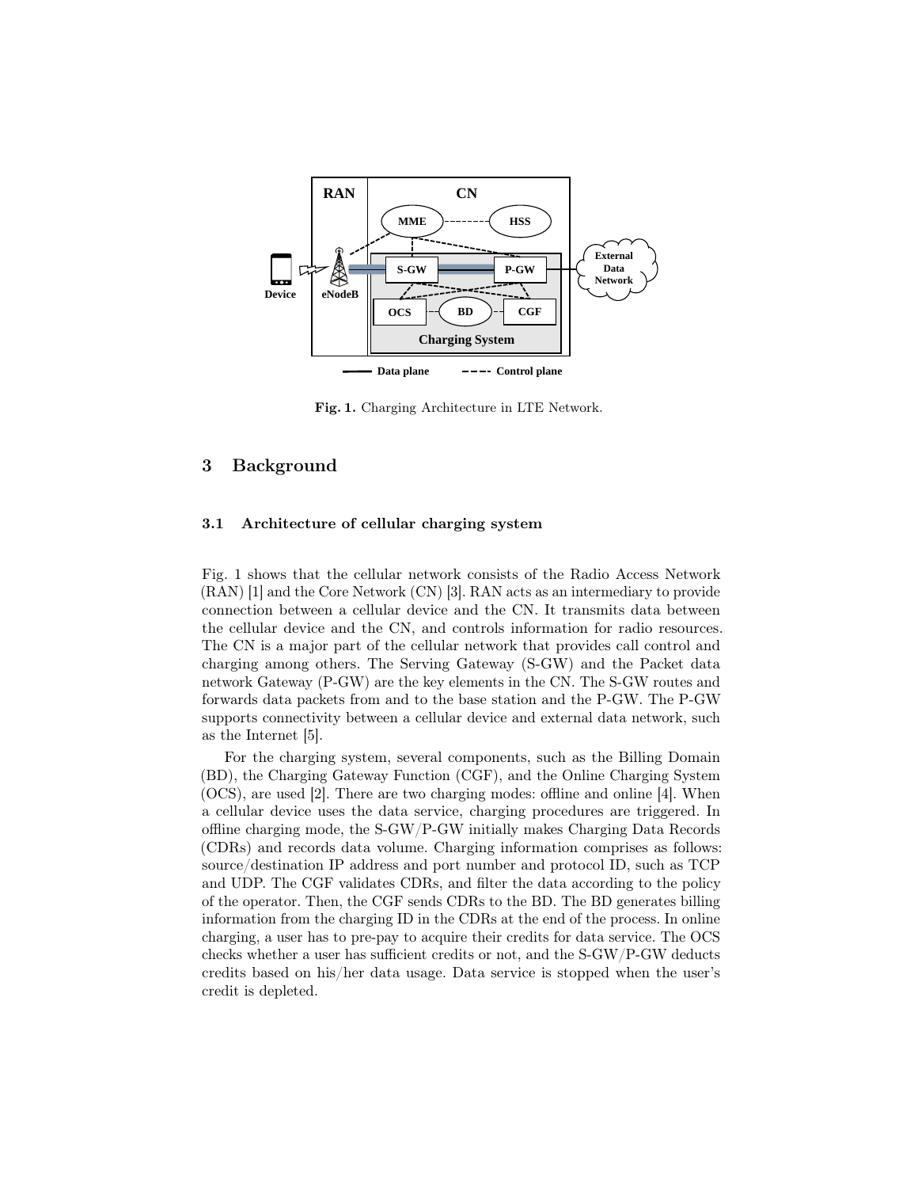Fig. 1. Charging Architecture in LTE Network.

## 3 Background

### 3.1 Architecture of cellular charging system

Fig. 1 shows that the cellular network consists of the Radio Access Network (RAN) [1] and the Core Network (CN) [3]. RAN acts as an intermediary to provide connection between a cellular device and the CN. It transmits data between the cellular device and the CN, and controls information for radio resources. The CN is a major part of the cellular network that provides call control and charging among others. The Serving Gateway (S-GW) and the Packet data network Gateway (P-GW) are the key elements in the CN. The S-GW routes and forwards data packets from and to the base station and the P-GW. The P-GW supports connectivity between a cellular device and external data network, such as the Internet [5].

For the charging system, several components, such as the Billing Domain (BD), the Charging Gateway Function (CGF), and the Online Charging System (OCS), are used [2]. There are two charging modes: offline and online [4]. When a cellular device uses the data service, charging procedures are triggered. In offline charging mode, the S-GW/P-GW initially makes Charging Data Records (CDRs) and records data volume. Charging information comprises as follows: source/destination IP address and port number and protocol ID, such as TCP and UDP. The CGF validates CDRs, and filter the data according to the policy of the operator. Then, the CGF sends CDRs to the BD. The BD generates billing information from the charging ID in the CDRs at the end of the process. In online charging, a user has to pre-pay to acquire their credits for data service. The OCS checks whether a user has sufficient credits or not, and the S-GW/P-GW deducts credits based on his/her data usage. Data service is stopped when the user's credit is depleted.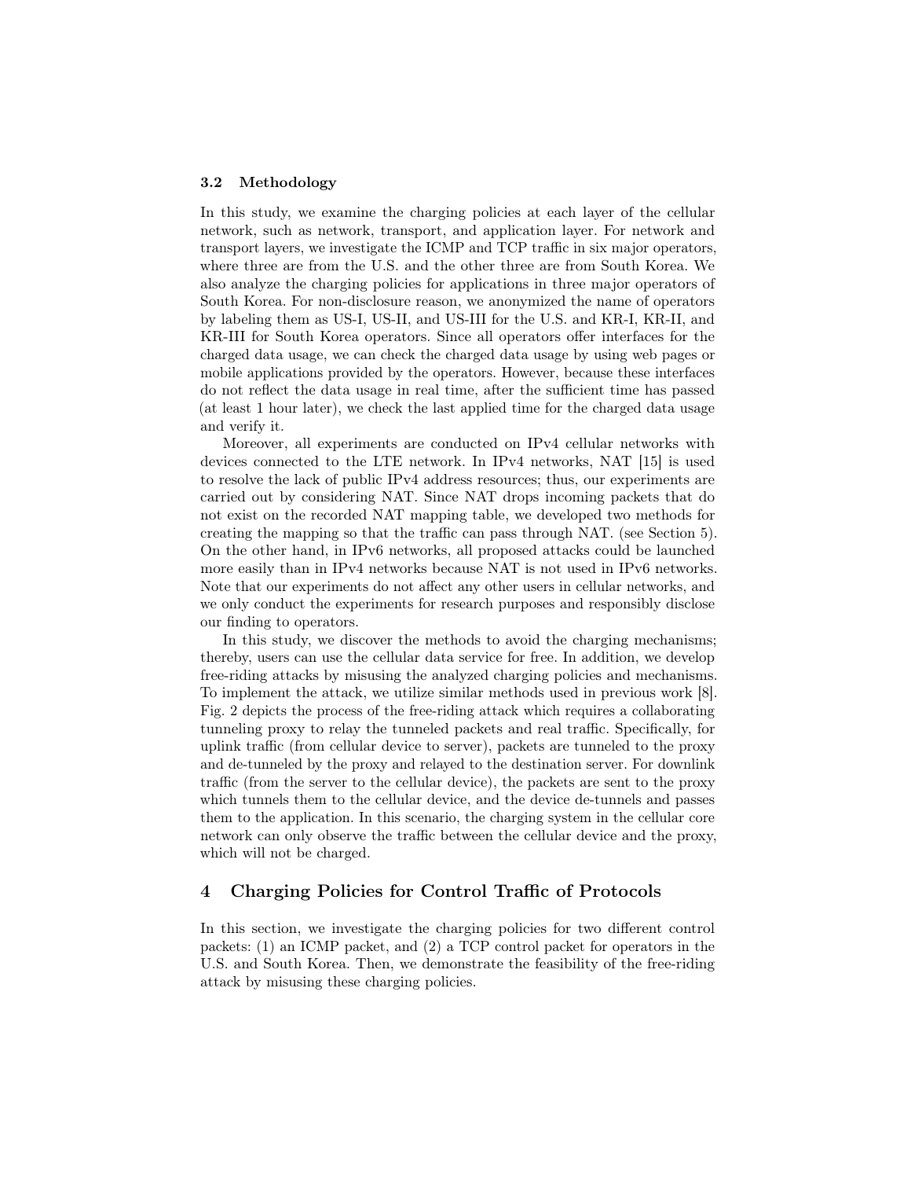### 3.2 Methodology

In this study, we examine the charging policies at each layer of the cellular network, such as network, transport, and application layer. For network and transport layers, we investigate the ICMP and TCP traffic in six major operators, where three are from the U.S. and the other three are from South Korea. We also analyze the charging policies for applications in three major operators of South Korea. For non-disclosure reason, we anonymized the name of operators by labeling them as US-I, US-II, and US-III for the U.S. and KR-I, KR-II, and KR-III for South Korea operators. Since all operators offer interfaces for the charged data usage, we can check the charged data usage by using web pages or mobile applications provided by the operators. However, because these interfaces do not reflect the data usage in real time, after the sufficient time has passed (at least 1 hour later), we check the last applied time for the charged data usage and verify it.

Moreover, all experiments are conducted on IPv4 cellular networks with devices connected to the LTE network. In IPv4 networks, NAT [15] is used to resolve the lack of public IPv4 address resources; thus, our experiments are carried out by considering NAT. Since NAT drops incoming packets that do not exist on the recorded NAT mapping table, we developed two methods for creating the mapping so that the traffic can pass through NAT. (see Section 5). On the other hand, in IPv6 networks, all proposed attacks could be launched more easily than in IPv4 networks because NAT is not used in IPv6 networks. Note that our experiments do not affect any other users in cellular networks, and we only conduct the experiments for research purposes and responsibly disclose our finding to operators.

In this study, we discover the methods to avoid the charging mechanisms; thereby, users can use the cellular data service for free. In addition, we develop free-riding attacks by misusing the analyzed charging policies and mechanisms. To implement the attack, we utilize similar methods used in previous work [8]. Fig. 2 depicts the process of the free-riding attack which requires a collaborating tunneling proxy to relay the tunneled packets and real traffic. Specifically, for uplink traffic (from cellular device to server), packets are tunneled to the proxy and de-tunneled by the proxy and relayed to the destination server. For downlink traffic (from the server to the cellular device), the packets are sent to the proxy which tunnels them to the cellular device, and the device de-tunnels and passes them to the application. In this scenario, the charging system in the cellular core network can only observe the traffic between the cellular device and the proxy, which will not be charged.

## 4 Charging Policies for Control Traffic of Protocols

In this section, we investigate the charging policies for two different control packets: (1) an ICMP packet, and (2) a TCP control packet for operators in the U.S. and South Korea. Then, we demonstrate the feasibility of the free-riding attack by misusing these charging policies.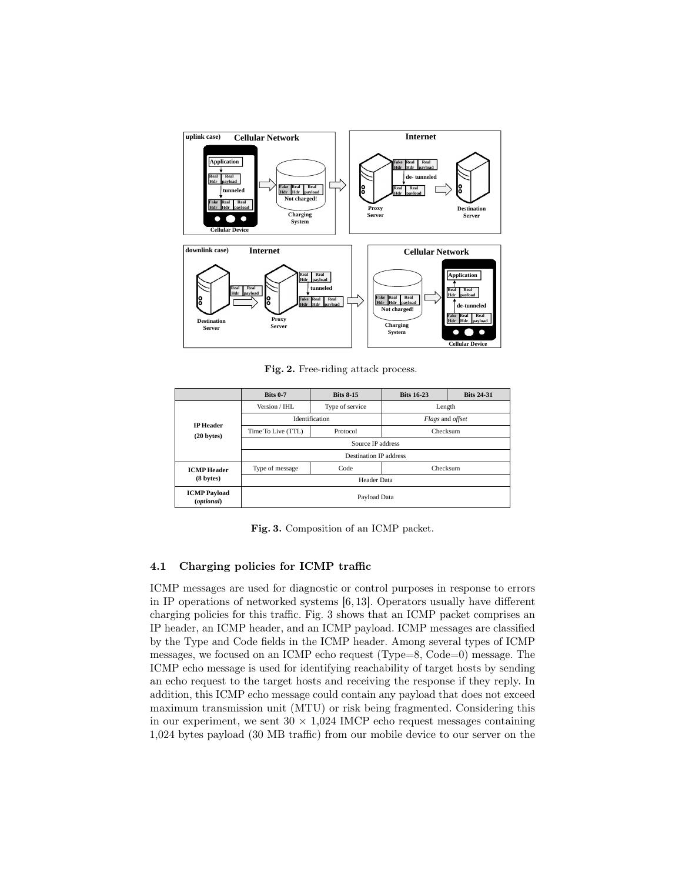Fig. 2. Free-riding attack process.

| | Bits 0-7 | Bits 8-15 | Bits 16-23 | Bits 24-31 |
|---|---|---|---|---|
| IP Header (20 bytes) | Version / IHL | Type of service | Length | |
| | Identification | | *Flags* and *offset* | |
| | Time To Live (TTL) | Protocol | Checksum | |
| | Source IP address | | | |
| | Destination IP address | | | |
| ICMP Header (8 bytes) | Type of message | Code | Checksum | |
| | Header Data | | | |
| ICMP Payload (*optional*) | Payload Data | | | |

Fig. 3. Composition of an ICMP packet.

### 4.1 Charging policies for ICMP traffic

ICMP messages are used for diagnostic or control purposes in response to errors in IP operations of networked systems [6, 13]. Operators usually have different charging policies for this traffic. Fig. 3 shows that an ICMP packet comprises an IP header, an ICMP header, and an ICMP payload. ICMP messages are classified by the Type and Code fields in the ICMP header. Among several types of ICMP messages, we focused on an ICMP echo request (Type=8, Code=0) message. The ICMP echo message is used for identifying reachability of target hosts by sending an echo request to the target hosts and receiving the response if they reply. In addition, this ICMP echo message could contain any payload that does not exceed maximum transmission unit (MTU) or risk being fragmented. Considering this in our experiment, we sent $30 \times 1{,}024$ IMCP echo request messages containing 1,024 bytes payload (30 MB traffic) from our mobile device to our server on the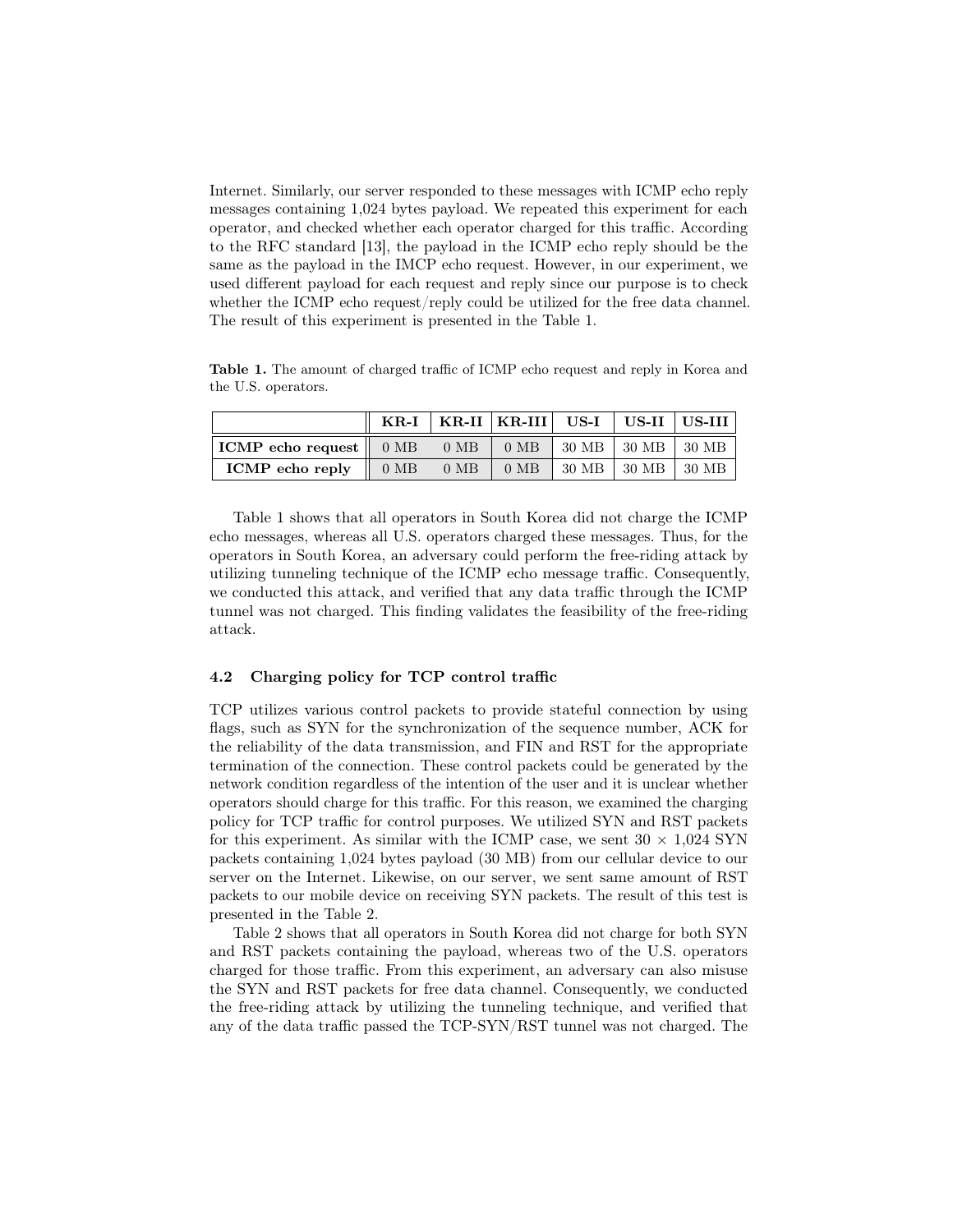Internet. Similarly, our server responded to these messages with ICMP echo reply messages containing 1,024 bytes payload. We repeated this experiment for each operator, and checked whether each operator charged for this traffic. According to the RFC standard [13], the payload in the ICMP echo reply should be the same as the payload in the IMCP echo request. However, in our experiment, we used different payload for each request and reply since our purpose is to check whether the ICMP echo request/reply could be utilized for the free data channel. The result of this experiment is presented in the Table 1.

**Table 1.** The amount of charged traffic of ICMP echo request and reply in Korea and the U.S. operators.

| | KR-I | KR-II | KR-III | US-I | US-II | US-III |
|---|---|---|---|---|---|---|
| **ICMP echo request** | 0 MB | 0 MB | 0 MB | 30 MB | 30 MB | 30 MB |
| **ICMP echo reply** | 0 MB | 0 MB | 0 MB | 30 MB | 30 MB | 30 MB |

Table 1 shows that all operators in South Korea did not charge the ICMP echo messages, whereas all U.S. operators charged these messages. Thus, for the operators in South Korea, an adversary could perform the free-riding attack by utilizing tunneling technique of the ICMP echo message traffic. Consequently, we conducted this attack, and verified that any data traffic through the ICMP tunnel was not charged. This finding validates the feasibility of the free-riding attack.

### 4.2 Charging policy for TCP control traffic

TCP utilizes various control packets to provide stateful connection by using flags, such as SYN for the synchronization of the sequence number, ACK for the reliability of the data transmission, and FIN and RST for the appropriate termination of the connection. These control packets could be generated by the network condition regardless of the intention of the user and it is unclear whether operators should charge for this traffic. For this reason, we examined the charging policy for TCP traffic for control purposes. We utilized SYN and RST packets for this experiment. As similar with the ICMP case, we sent $30 \times 1{,}024$ SYN packets containing 1,024 bytes payload (30 MB) from our cellular device to our server on the Internet. Likewise, on our server, we sent same amount of RST packets to our mobile device on receiving SYN packets. The result of this test is presented in the Table 2.

Table 2 shows that all operators in South Korea did not charge for both SYN and RST packets containing the payload, whereas two of the U.S. operators charged for those traffic. From this experiment, an adversary can also misuse the SYN and RST packets for free data channel. Consequently, we conducted the free-riding attack by utilizing the tunneling technique, and verified that any of the data traffic passed the TCP-SYN/RST tunnel was not charged. The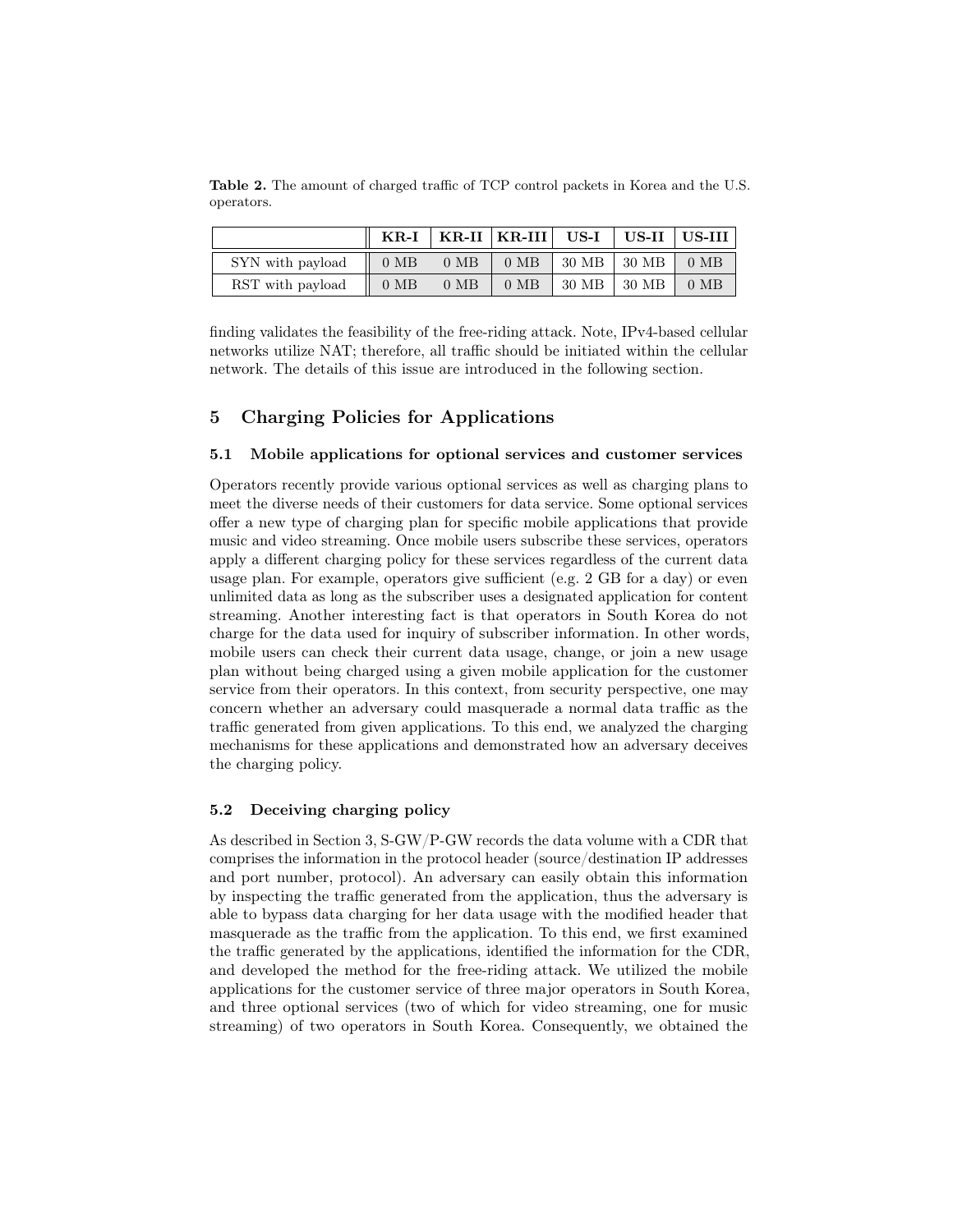**Table 2.** The amount of charged traffic of TCP control packets in Korea and the U.S. operators.

| | KR-I | KR-II | KR-III | US-I | US-II | US-III |
|---|---|---|---|---|---|---|
| SYN with payload | 0 MB | 0 MB | 0 MB | 30 MB | 30 MB | 0 MB |
| RST with payload | 0 MB | 0 MB | 0 MB | 30 MB | 30 MB | 0 MB |

finding validates the feasibility of the free-riding attack. Note, IPv4-based cellular networks utilize NAT; therefore, all traffic should be initiated within the cellular network. The details of this issue are introduced in the following section.

## 5 Charging Policies for Applications

### 5.1 Mobile applications for optional services and customer services

Operators recently provide various optional services as well as charging plans to meet the diverse needs of their customers for data service. Some optional services offer a new type of charging plan for specific mobile applications that provide music and video streaming. Once mobile users subscribe these services, operators apply a different charging policy for these services regardless of the current data usage plan. For example, operators give sufficient (e.g. 2 GB for a day) or even unlimited data as long as the subscriber uses a designated application for content streaming. Another interesting fact is that operators in South Korea do not charge for the data used for inquiry of subscriber information. In other words, mobile users can check their current data usage, change, or join a new usage plan without being charged using a given mobile application for the customer service from their operators. In this context, from security perspective, one may concern whether an adversary could masquerade a normal data traffic as the traffic generated from given applications. To this end, we analyzed the charging mechanisms for these applications and demonstrated how an adversary deceives the charging policy.

### 5.2 Deceiving charging policy

As described in Section 3, S-GW/P-GW records the data volume with a CDR that comprises the information in the protocol header (source/destination IP addresses and port number, protocol). An adversary can easily obtain this information by inspecting the traffic generated from the application, thus the adversary is able to bypass data charging for her data usage with the modified header that masquerade as the traffic from the application. To this end, we first examined the traffic generated by the applications, identified the information for the CDR, and developed the method for the free-riding attack. We utilized the mobile applications for the customer service of three major operators in South Korea, and three optional services (two of which for video streaming, one for music streaming) of two operators in South Korea. Consequently, we obtained the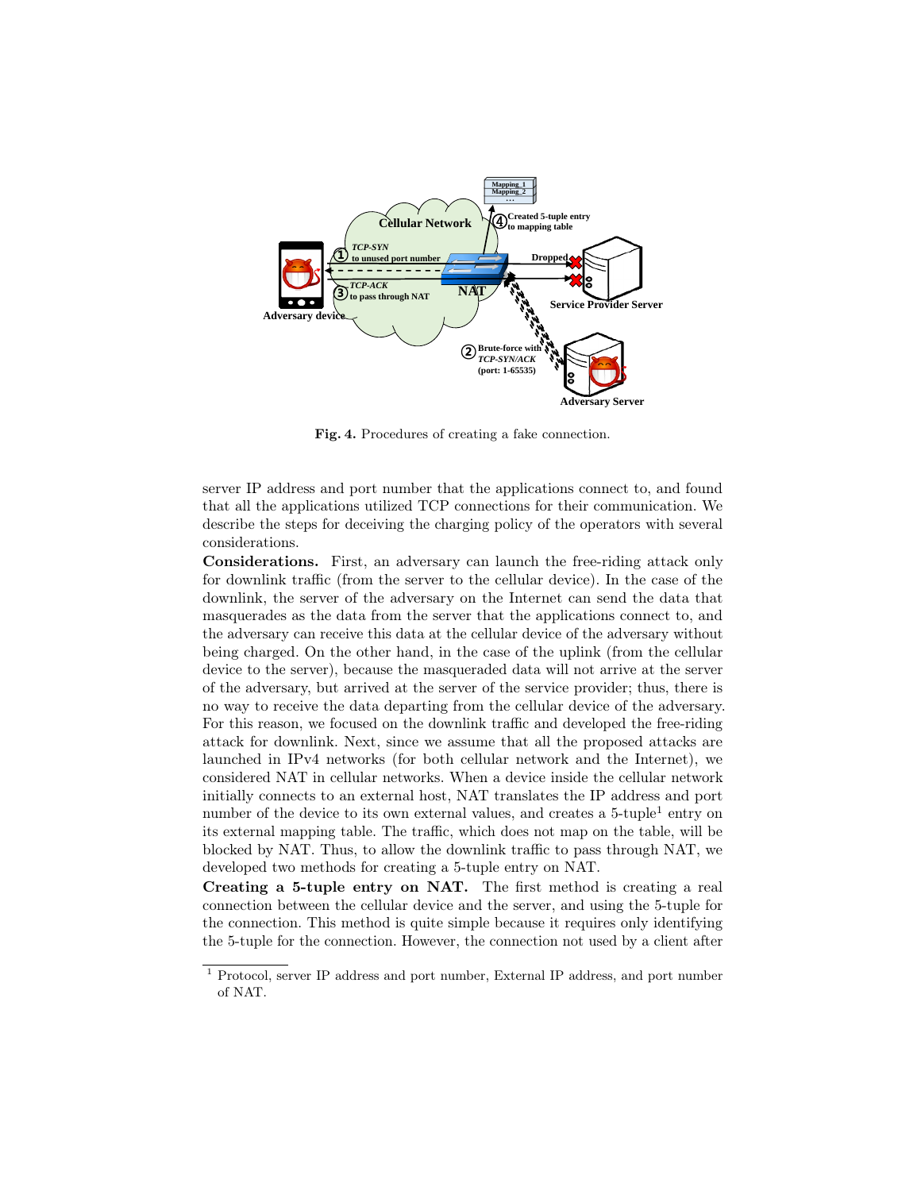**Fig. 4.** Procedures of creating a fake connection.

server IP address and port number that the applications connect to, and found that all the applications utilized TCP connections for their communication. We describe the steps for deceiving the charging policy of the operators with several considerations.

**Considerations.** First, an adversary can launch the free-riding attack only for downlink traffic (from the server to the cellular device). In the case of the downlink, the server of the adversary on the Internet can send the data that masquerades as the data from the server that the applications connect to, and the adversary can receive this data at the cellular device of the adversary without being charged. On the other hand, in the case of the uplink (from the cellular device to the server), because the masqueraded data will not arrive at the server of the adversary, but arrived at the server of the service provider; thus, there is no way to receive the data departing from the cellular device of the adversary. For this reason, we focused on the downlink traffic and developed the free-riding attack for downlink. Next, since we assume that all the proposed attacks are launched in IPv4 networks (for both cellular network and the Internet), we considered NAT in cellular networks. When a device inside the cellular network initially connects to an external host, NAT translates the IP address and port number of the device to its own external values, and creates a 5-tuple[1] entry on its external mapping table. The traffic, which does not map on the table, will be blocked by NAT. Thus, to allow the downlink traffic to pass through NAT, we developed two methods for creating a 5-tuple entry on NAT.

**Creating a 5-tuple entry on NAT.** The first method is creating a real connection between the cellular device and the server, and using the 5-tuple for the connection. This method is quite simple because it requires only identifying the 5-tuple for the connection. However, the connection not used by a client after

[1] Protocol, server IP address and port number, External IP address, and port number of NAT.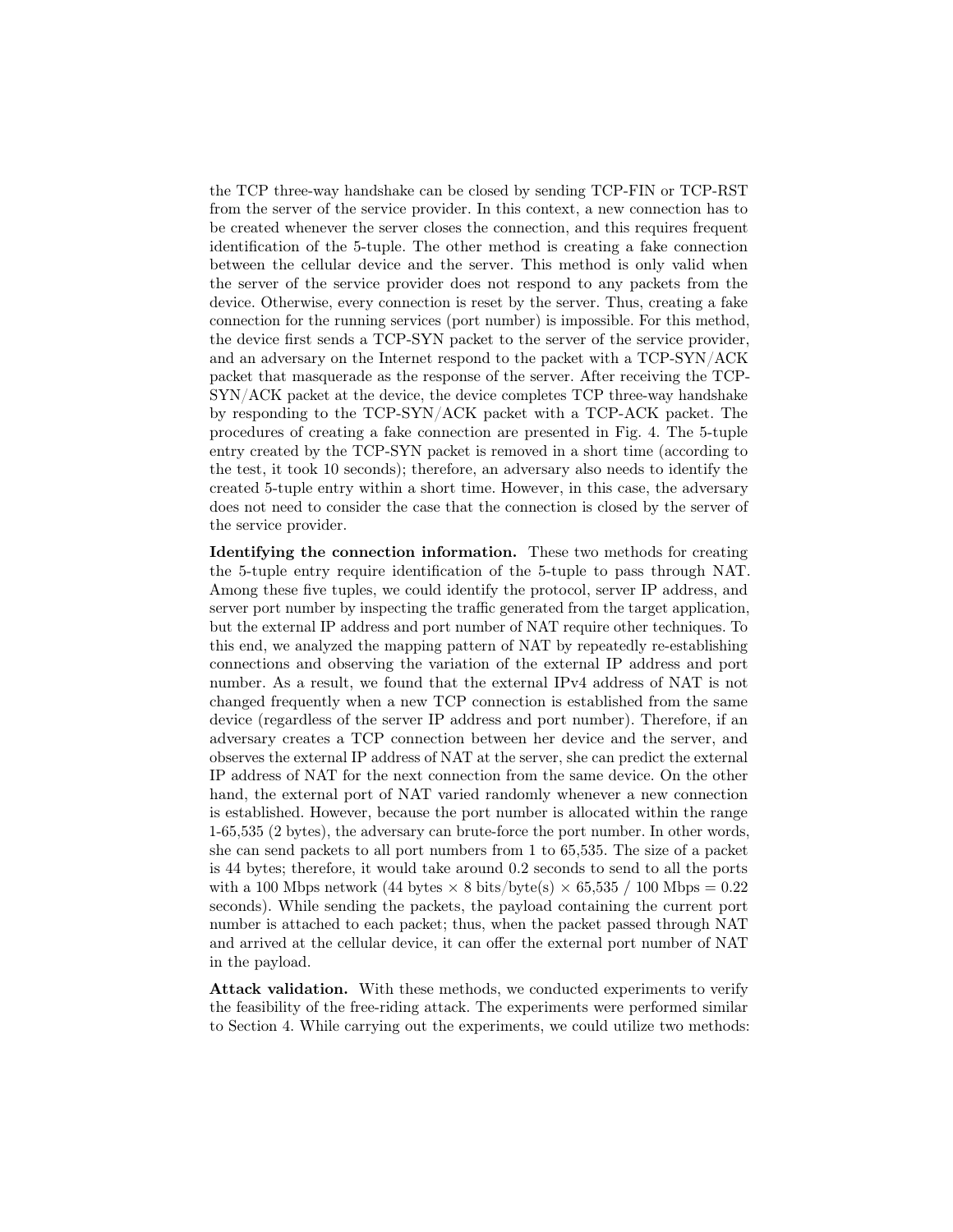the TCP three-way handshake can be closed by sending TCP-FIN or TCP-RST from the server of the service provider. In this context, a new connection has to be created whenever the server closes the connection, and this requires frequent identification of the 5-tuple. The other method is creating a fake connection between the cellular device and the server. This method is only valid when the server of the service provider does not respond to any packets from the device. Otherwise, every connection is reset by the server. Thus, creating a fake connection for the running services (port number) is impossible. For this method, the device first sends a TCP-SYN packet to the server of the service provider, and an adversary on the Internet respond to the packet with a TCP-SYN/ACK packet that masquerade as the response of the server. After receiving the TCP-SYN/ACK packet at the device, the device completes TCP three-way handshake by responding to the TCP-SYN/ACK packet with a TCP-ACK packet. The procedures of creating a fake connection are presented in Fig. 4. The 5-tuple entry created by the TCP-SYN packet is removed in a short time (according to the test, it took 10 seconds); therefore, an adversary also needs to identify the created 5-tuple entry within a short time. However, in this case, the adversary does not need to consider the case that the connection is closed by the server of the service provider.

**Identifying the connection information.** These two methods for creating the 5-tuple entry require identification of the 5-tuple to pass through NAT. Among these five tuples, we could identify the protocol, server IP address, and server port number by inspecting the traffic generated from the target application, but the external IP address and port number of NAT require other techniques. To this end, we analyzed the mapping pattern of NAT by repeatedly re-establishing connections and observing the variation of the external IP address and port number. As a result, we found that the external IPv4 address of NAT is not changed frequently when a new TCP connection is established from the same device (regardless of the server IP address and port number). Therefore, if an adversary creates a TCP connection between her device and the server, and observes the external IP address of NAT at the server, she can predict the external IP address of NAT for the next connection from the same device. On the other hand, the external port of NAT varied randomly whenever a new connection is established. However, because the port number is allocated within the range 1-65,535 (2 bytes), the adversary can brute-force the port number. In other words, she can send packets to all port numbers from 1 to 65,535. The size of a packet is 44 bytes; therefore, it would take around 0.2 seconds to send to all the ports with a 100 Mbps network (44 bytes $\times$ 8 bits/byte(s) $\times$ 65,535 / 100 Mbps = 0.22 seconds). While sending the packets, the payload containing the current port number is attached to each packet; thus, when the packet passed through NAT and arrived at the cellular device, it can offer the external port number of NAT in the payload.

**Attack validation.** With these methods, we conducted experiments to verify the feasibility of the free-riding attack. The experiments were performed similar to Section 4. While carrying out the experiments, we could utilize two methods: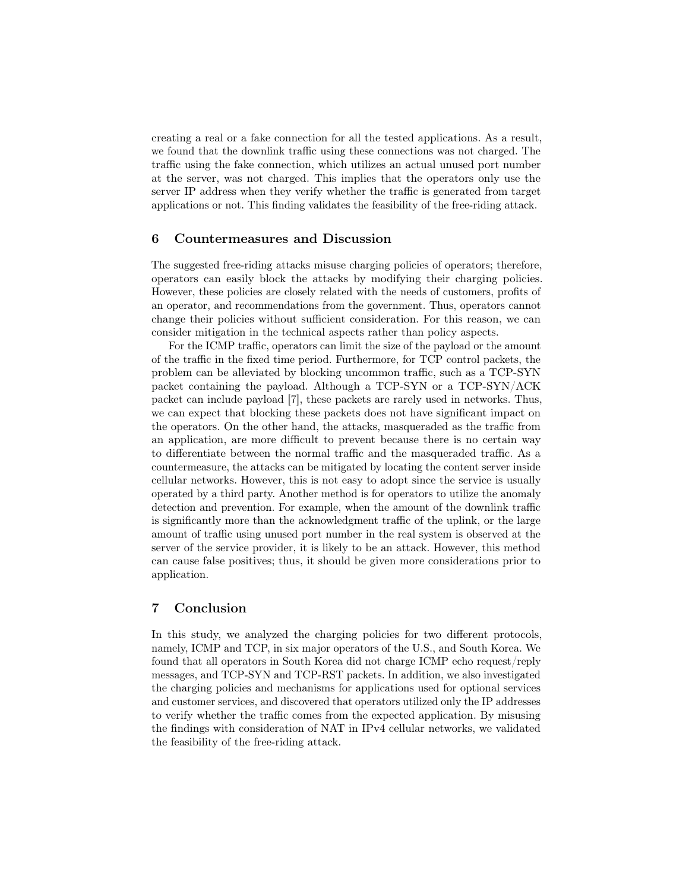creating a real or a fake connection for all the tested applications. As a result, we found that the downlink traffic using these connections was not charged. The traffic using the fake connection, which utilizes an actual unused port number at the server, was not charged. This implies that the operators only use the server IP address when they verify whether the traffic is generated from target applications or not. This finding validates the feasibility of the free-riding attack.

## 6 Countermeasures and Discussion

The suggested free-riding attacks misuse charging policies of operators; therefore, operators can easily block the attacks by modifying their charging policies. However, these policies are closely related with the needs of customers, profits of an operator, and recommendations from the government. Thus, operators cannot change their policies without sufficient consideration. For this reason, we can consider mitigation in the technical aspects rather than policy aspects.

For the ICMP traffic, operators can limit the size of the payload or the amount of the traffic in the fixed time period. Furthermore, for TCP control packets, the problem can be alleviated by blocking uncommon traffic, such as a TCP-SYN packet containing the payload. Although a TCP-SYN or a TCP-SYN/ACK packet can include payload [7], these packets are rarely used in networks. Thus, we can expect that blocking these packets does not have significant impact on the operators. On the other hand, the attacks, masqueraded as the traffic from an application, are more difficult to prevent because there is no certain way to differentiate between the normal traffic and the masqueraded traffic. As a countermeasure, the attacks can be mitigated by locating the content server inside cellular networks. However, this is not easy to adopt since the service is usually operated by a third party. Another method is for operators to utilize the anomaly detection and prevention. For example, when the amount of the downlink traffic is significantly more than the acknowledgment traffic of the uplink, or the large amount of traffic using unused port number in the real system is observed at the server of the service provider, it is likely to be an attack. However, this method can cause false positives; thus, it should be given more considerations prior to application.

## 7 Conclusion

In this study, we analyzed the charging policies for two different protocols, namely, ICMP and TCP, in six major operators of the U.S., and South Korea. We found that all operators in South Korea did not charge ICMP echo request/reply messages, and TCP-SYN and TCP-RST packets. In addition, we also investigated the charging policies and mechanisms for applications used for optional services and customer services, and discovered that operators utilized only the IP addresses to verify whether the traffic comes from the expected application. By misusing the findings with consideration of NAT in IPv4 cellular networks, we validated the feasibility of the free-riding attack.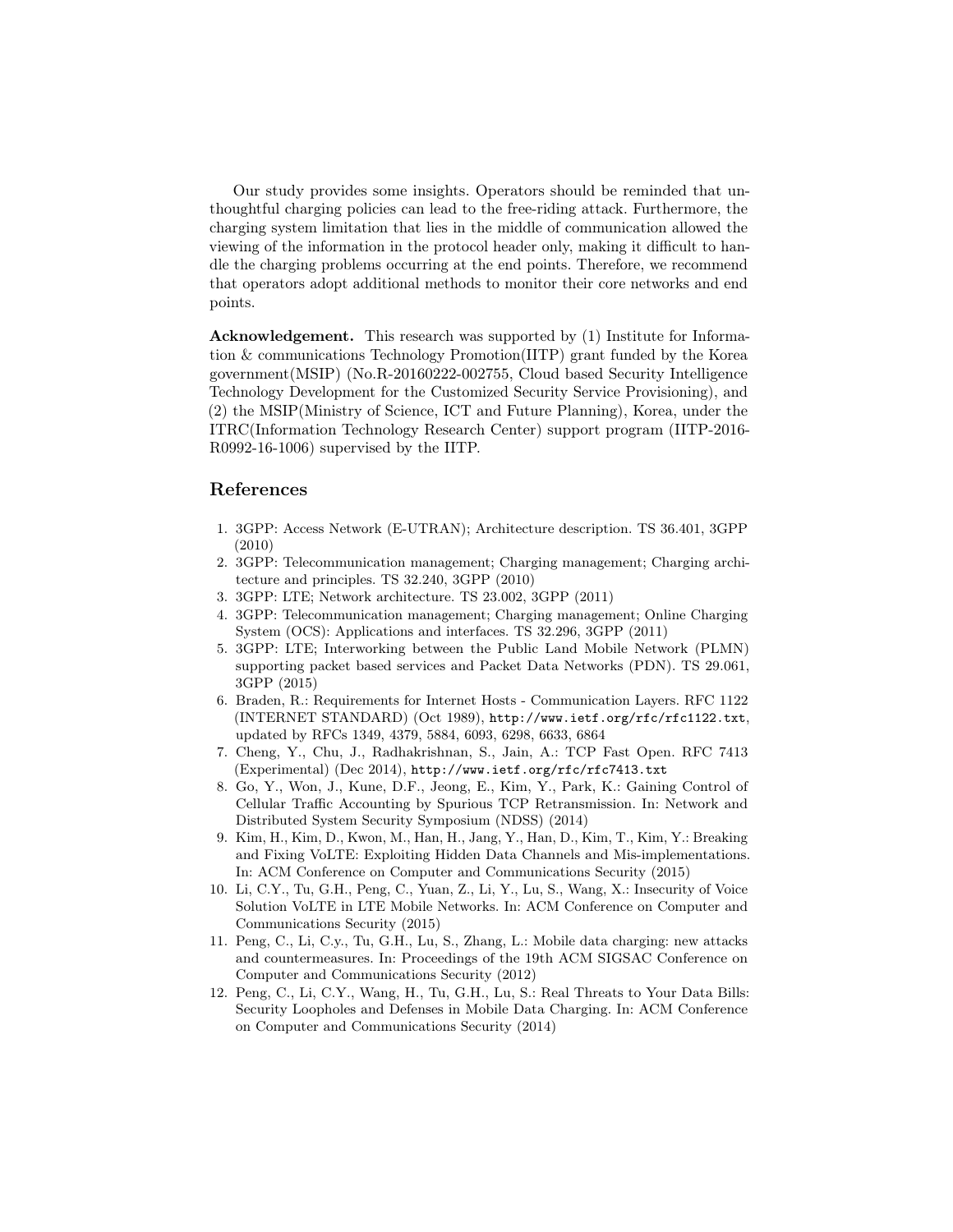Our study provides some insights. Operators should be reminded that unthoughtful charging policies can lead to the free-riding attack. Furthermore, the charging system limitation that lies in the middle of communication allowed the viewing of the information in the protocol header only, making it difficult to handle the charging problems occurring at the end points. Therefore, we recommend that operators adopt additional methods to monitor their core networks and end points.

**Acknowledgement.** This research was supported by (1) Institute for Information & communications Technology Promotion(IITP) grant funded by the Korea government(MSIP) (No.R-20160222-002755, Cloud based Security Intelligence Technology Development for the Customized Security Service Provisioning), and (2) the MSIP(Ministry of Science, ICT and Future Planning), Korea, under the ITRC(Information Technology Research Center) support program (IITP-2016-R0992-16-1006) supervised by the IITP.

## References

1. 3GPP: Access Network (E-UTRAN); Architecture description. TS 36.401, 3GPP (2010)
2. 3GPP: Telecommunication management; Charging management; Charging architecture and principles. TS 32.240, 3GPP (2010)
3. 3GPP: LTE; Network architecture. TS 23.002, 3GPP (2011)
4. 3GPP: Telecommunication management; Charging management; Online Charging System (OCS): Applications and interfaces. TS 32.296, 3GPP (2011)
5. 3GPP: LTE; Interworking between the Public Land Mobile Network (PLMN) supporting packet based services and Packet Data Networks (PDN). TS 29.061, 3GPP (2015)
6. Braden, R.: Requirements for Internet Hosts - Communication Layers. RFC 1122 (INTERNET STANDARD) (Oct 1989), `http://www.ietf.org/rfc/rfc1122.txt`, updated by RFCs 1349, 4379, 5884, 6093, 6298, 6633, 6864
7. Cheng, Y., Chu, J., Radhakrishnan, S., Jain, A.: TCP Fast Open. RFC 7413 (Experimental) (Dec 2014), `http://www.ietf.org/rfc/rfc7413.txt`
8. Go, Y., Won, J., Kune, D.F., Jeong, E., Kim, Y., Park, K.: Gaining Control of Cellular Traffic Accounting by Spurious TCP Retransmission. In: Network and Distributed System Security Symposium (NDSS) (2014)
9. Kim, H., Kim, D., Kwon, M., Han, H., Jang, Y., Han, D., Kim, T., Kim, Y.: Breaking and Fixing VoLTE: Exploiting Hidden Data Channels and Mis-implementations. In: ACM Conference on Computer and Communications Security (2015)
10. Li, C.Y., Tu, G.H., Peng, C., Yuan, Z., Li, Y., Lu, S., Wang, X.: Insecurity of Voice Solution VoLTE in LTE Mobile Networks. In: ACM Conference on Computer and Communications Security (2015)
11. Peng, C., Li, C.y., Tu, G.H., Lu, S., Zhang, L.: Mobile data charging: new attacks and countermeasures. In: Proceedings of the 19th ACM SIGSAC Conference on Computer and Communications Security (2012)
12. Peng, C., Li, C.Y., Wang, H., Tu, G.H., Lu, S.: Real Threats to Your Data Bills: Security Loopholes and Defenses in Mobile Data Charging. In: ACM Conference on Computer and Communications Security (2014)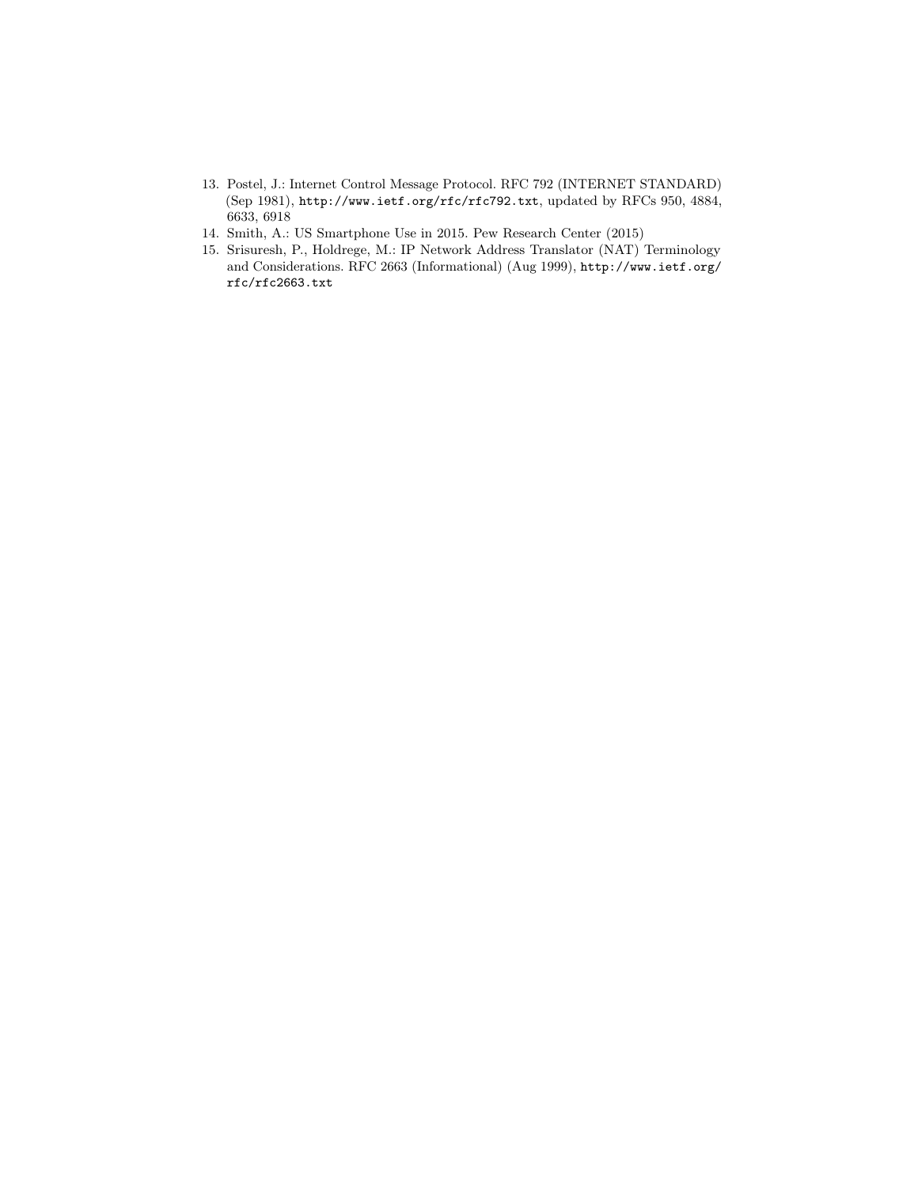13. Postel, J.: Internet Control Message Protocol. RFC 792 (INTERNET STANDARD) (Sep 1981), http://www.ietf.org/rfc/rfc792.txt, updated by RFCs 950, 4884, 6633, 6918
14. Smith, A.: US Smartphone Use in 2015. Pew Research Center (2015)
15. Srisuresh, P., Holdrege, M.: IP Network Address Translator (NAT) Terminology and Considerations. RFC 2663 (Informational) (Aug 1999), http://www.ietf.org/rfc/rfc2663.txt